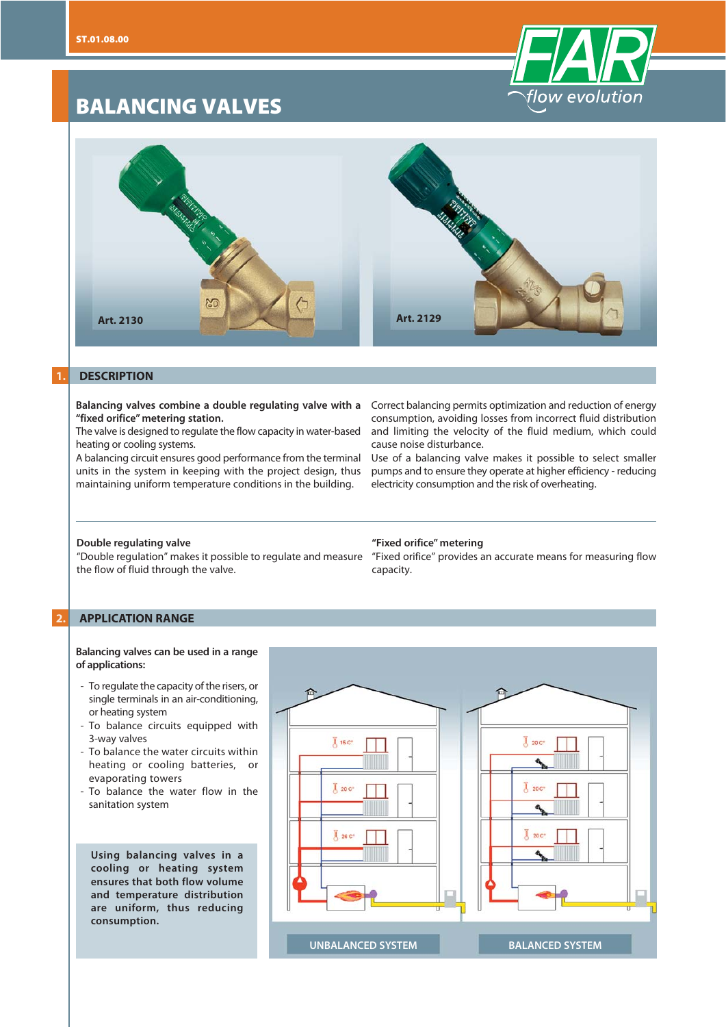# BALANCING VALVES

Art. 2130

Art. 2129

## 1. DESCRIPTION

**Balancing valves combine a double regulating valve with a "fixed orifice" metering station.**

The valve is designed to regulate the flow capacity in water-based heating or cooling systems.

A balancing circuit ensures good performance from the terminal units in the system in keeping with the project design, thus maintaining uniform temperature conditions in the building.

Correct balancing permits optimization and reduction of energy consumption, avoiding losses from incorrect fluid distribution and limiting the velocity of the fluid medium, which could cause noise disturbance.

Use of a balancing valve makes it possible to select smaller pumps and to ensure they operate at higher efficiency - reducing electricity consumption and the risk of overheating.

**Double regulating valve**

"Double regulation" makes it possible to regulate and measure the flow of fluid through the valve.

**"Fixed orifice" metering**

"Fixed orifice" provides an accurate means for measuring flow capacity.

## 2. APPLICATION RANGE

**Balancing valves can be used in a range of applications:**

- To regulate the capacity of the risers, or single terminals in an air-conditioning, or heating system
- To balance circuits equipped with 3-way valves
- To balance the water circuits within heating or cooling batteries, or evaporating towers
- To balance the water flow in the sanitation system

**Using balancing valves in a cooling or heating system ensures that both flow volume and temperature distribution are uniform, thus reducing consumption.**

UNBALANCED SYSTEM

BALANCED SYSTEM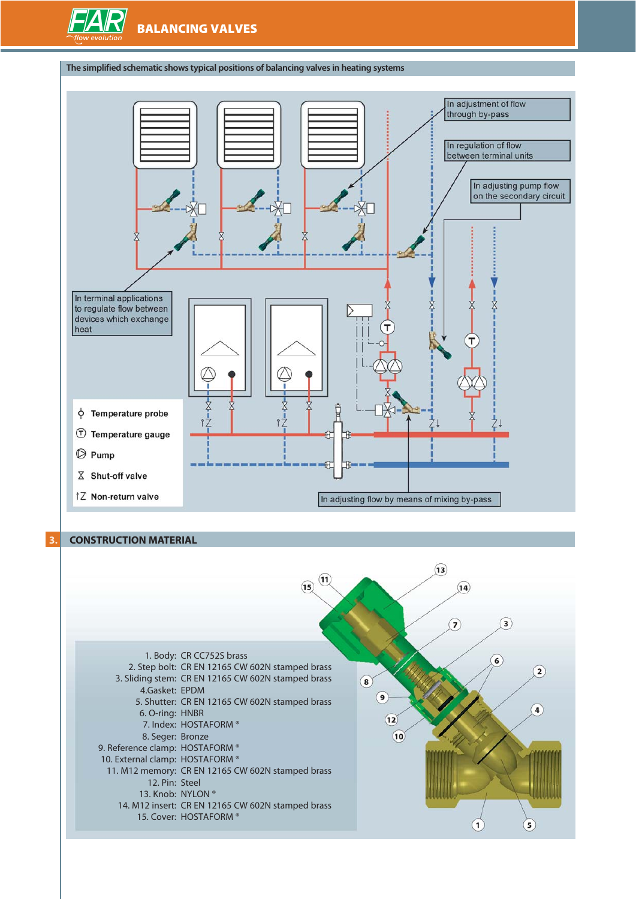The simplified schematic shows typical positions of balancing valves in heating systems

In adjustment of flow through by-pass

In regulation of flow between terminal units

In adjusting pump flow on the secondary circuit

In terminal applications to regulate flow between devices which exchange heat

- Temperature probe
- Temperature gauge
- Pump
- Shut-off valve
- Non-return valve

In adjusting flow by means of mixing by-pass

## 3. CONSTRUCTION MATERIAL

1. Body: CR CC752S brass
2. Step bolt: CR EN 12165 CW 602N stamped brass
3. Sliding stem: CR EN 12165 CW 602N stamped brass
4. Gasket: EPDM
5. Shutter: CR EN 12165 CW 602N stamped brass
6. O-ring: HNBR
7. Index: HOSTAFORM ®
8. Seger: Bronze
9. Reference clamp: HOSTAFORM ®
10. External clamp: HOSTAFORM ®
11. M12 memory: CR EN 12165 CW 602N stamped brass
12. Pin: Steel
13. Knob: NYLON ®
14. M12 insert: CR EN 12165 CW 602N stamped brass
15. Cover: HOSTAFORM ®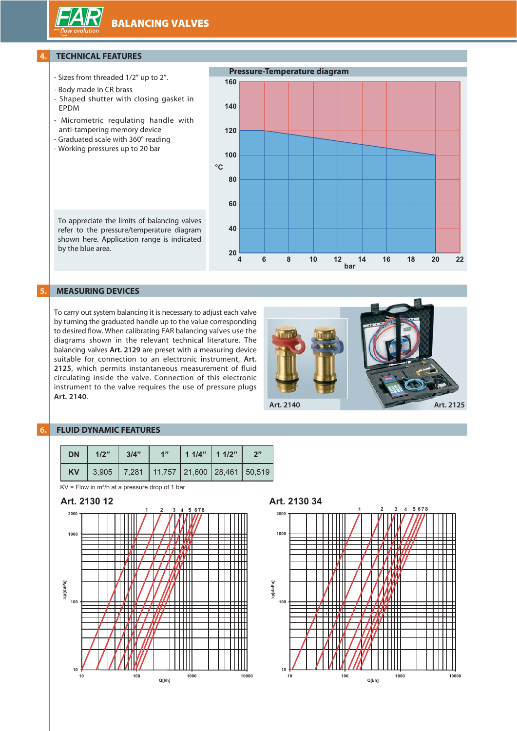## 4. TECHNICAL FEATURES

- Sizes from threaded 1/2" up to 2".
- Body made in CR brass
- Shaped shutter with closing gasket in EPDM
- Micrometric regulating handle with anti-tampering memory device
- Graduated scale with 360° reading
- Working pressures up to 20 bar

To appreciate the limits of balancing valves refer to the pressure/temperature diagram shown here. Application range is indicated by the blue area.

**Pressure-Temperature diagram**

## 5. MEASURING DEVICES

To carry out system balancing it is necessary to adjust each valve by turning the graduated handle up to the value corresponding to desired flow. When calibrating FAR balancing valves use the diagrams shown in the relevant technical literature. The balancing valves **Art. 2129** are preset with a measuring device suitable for connection to an electronic instrument, **Art. 2125**, which permits instantaneous measurement of fluid circulating inside the valve. Connection of this electronic instrument to the valve requires the use of pressure plugs **Art. 2140**.

Art. 2140

Art. 2125

## 6. FLUID DYNAMIC FEATURES

| DN | 1/2" | 3/4" | 1" | 1 1/4" | 1 1/2" | 2" |
|---|---|---|---|---|---|---|
| KV | 3,905 | 7,281 | 11,757 | 21,600 | 28,461 | 50,519 |

KV = Flow in m³/h at a pressure drop of 1 bar

**Art. 2130 12**

**Art. 2130 34**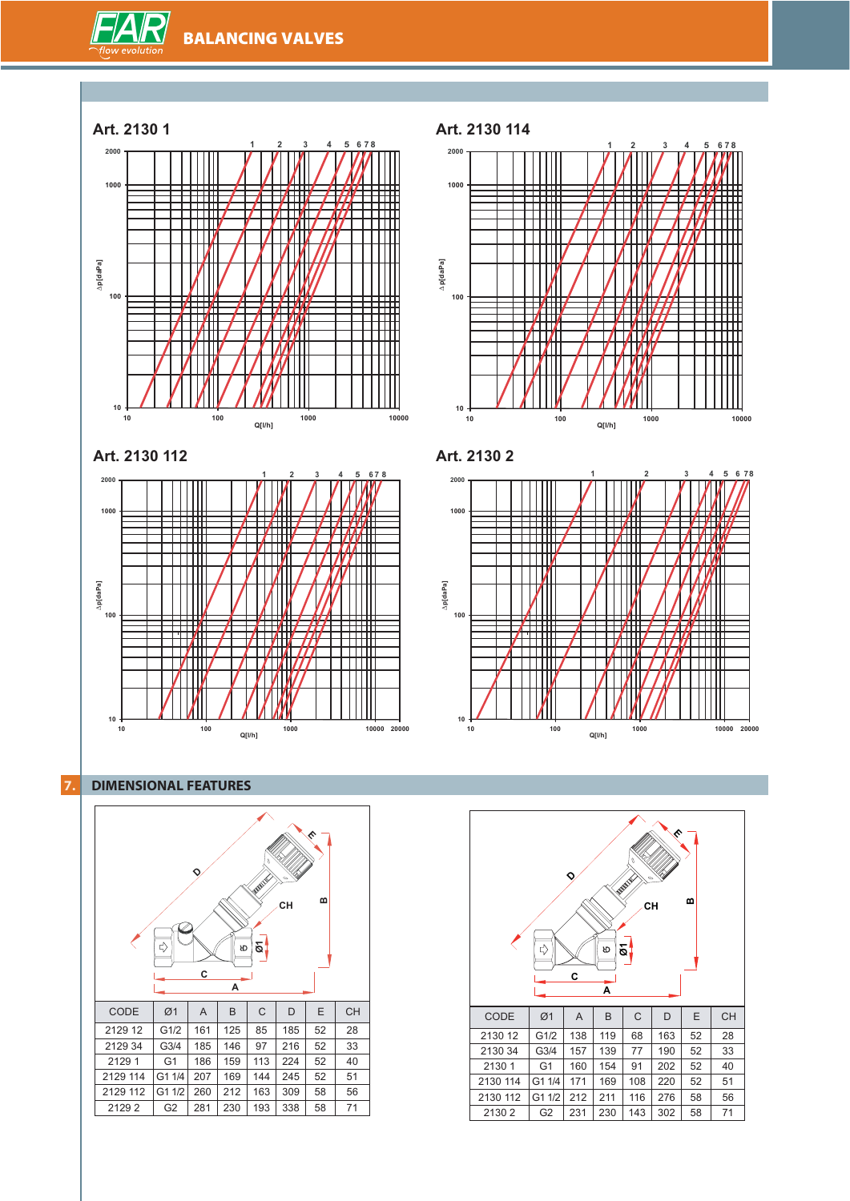## Art. 2130 1

1 2 3 4 5 6 7 8

2000
1000
100
10

Δp[daPa]

10 100 1000 10000

Q[l/h]

## Art. 2130 114

1 2 3 4 5 6 7 8

2000
1000
100
10

Δp[daPa]

10 100 1000 10000

Q[l/h]

## Art. 2130 112

1 2 3 4 5 6 7 8

2000
1000
100
10

Δp[daPa]

10 100 1000 10000 20000

Q[l/h]

## Art. 2130 2

1 2 3 4 5 6 7 8

2000
1000
100
10

Δp[daPa]

10 100 1000 10000 20000

Q[l/h]

## 7. DIMENSIONAL FEATURES

D E CH B Ø1 C A

| CODE | Ø1 | A | B | C | D | E | CH |
|---|---|---|---|---|---|---|---|
| 2129 12 | G1/2 | 161 | 125 | 85 | 185 | 52 | 28 |
| 2129 34 | G3/4 | 185 | 146 | 97 | 216 | 52 | 33 |
| 2129 1 | G1 | 186 | 159 | 113 | 224 | 52 | 40 |
| 2129 114 | G1 1/4 | 207 | 169 | 144 | 245 | 52 | 51 |
| 2129 112 | G1 1/2 | 260 | 212 | 163 | 309 | 58 | 56 |
| 2129 2 | G2 | 281 | 230 | 193 | 338 | 58 | 71 |

D E CH B Ø1 C A

| CODE | Ø1 | A | B | C | D | E | CH |
|---|---|---|---|---|---|---|---|
| 2130 12 | G1/2 | 138 | 119 | 68 | 163 | 52 | 28 |
| 2130 34 | G3/4 | 157 | 139 | 77 | 190 | 52 | 33 |
| 2130 1 | G1 | 160 | 154 | 91 | 202 | 52 | 40 |
| 2130 114 | G1 1/4 | 171 | 169 | 108 | 220 | 52 | 51 |
| 2130 112 | G1 1/2 | 212 | 211 | 116 | 276 | 58 | 56 |
| 2130 2 | G2 | 231 | 230 | 143 | 302 | 58 | 71 |